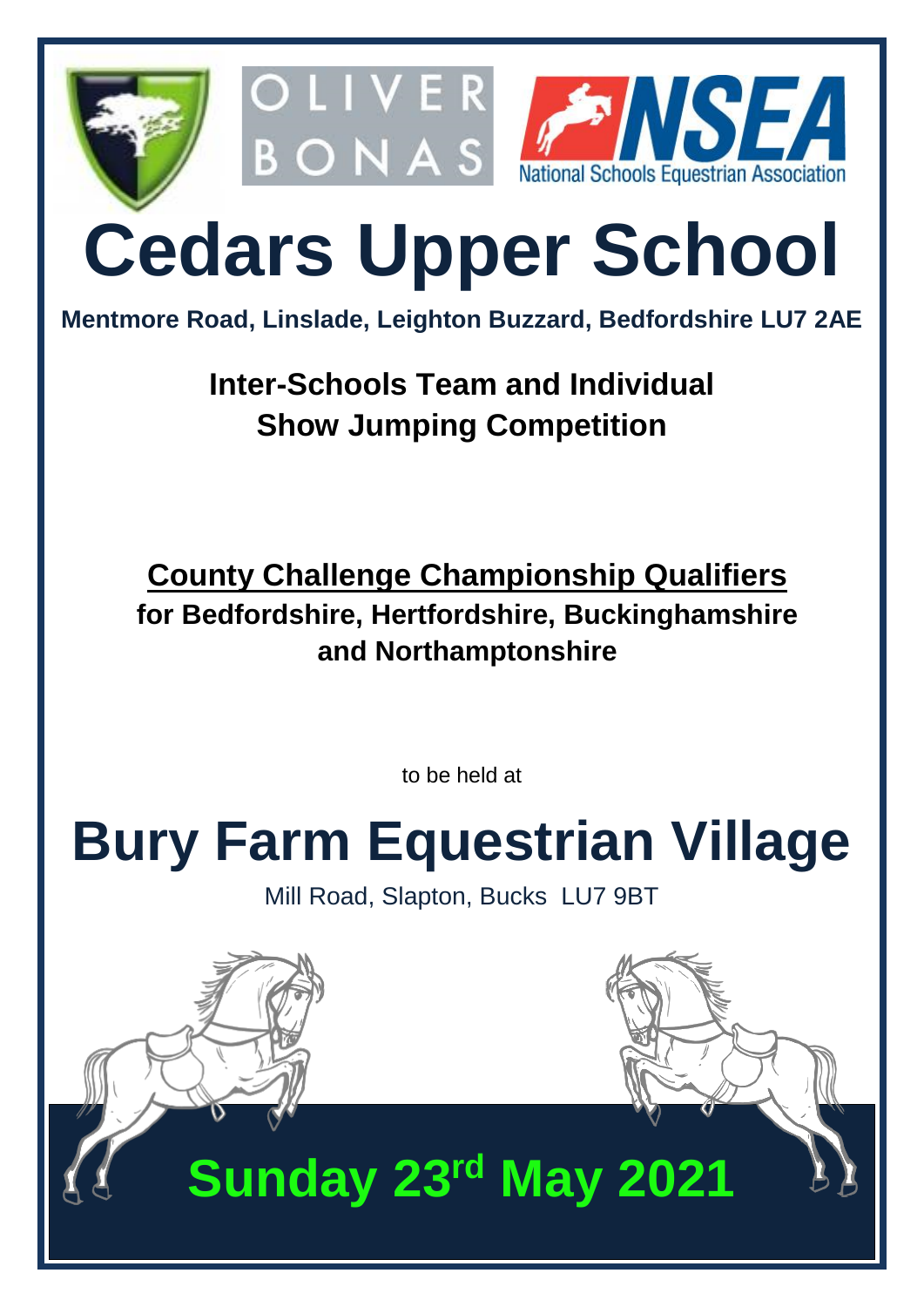OLIVER BONAS

NSEA National Schools Equestrian Association

# Cedars Upper School

**Mentmore Road, Linslade, Leighton Buzzard, Bedfordshire LU7 2AE**

## Inter-Schools Team and Individual Show Jumping Competition

**<u>County Challenge Championship Qualifiers</u>**
**for Bedfordshire, Hertfordshire, Buckinghamshire and Northamptonshire**

to be held at

# Bury Farm Equestrian Village

Mill Road, Slapton, Bucks LU7 9BT

## Sunday 23rd May 2021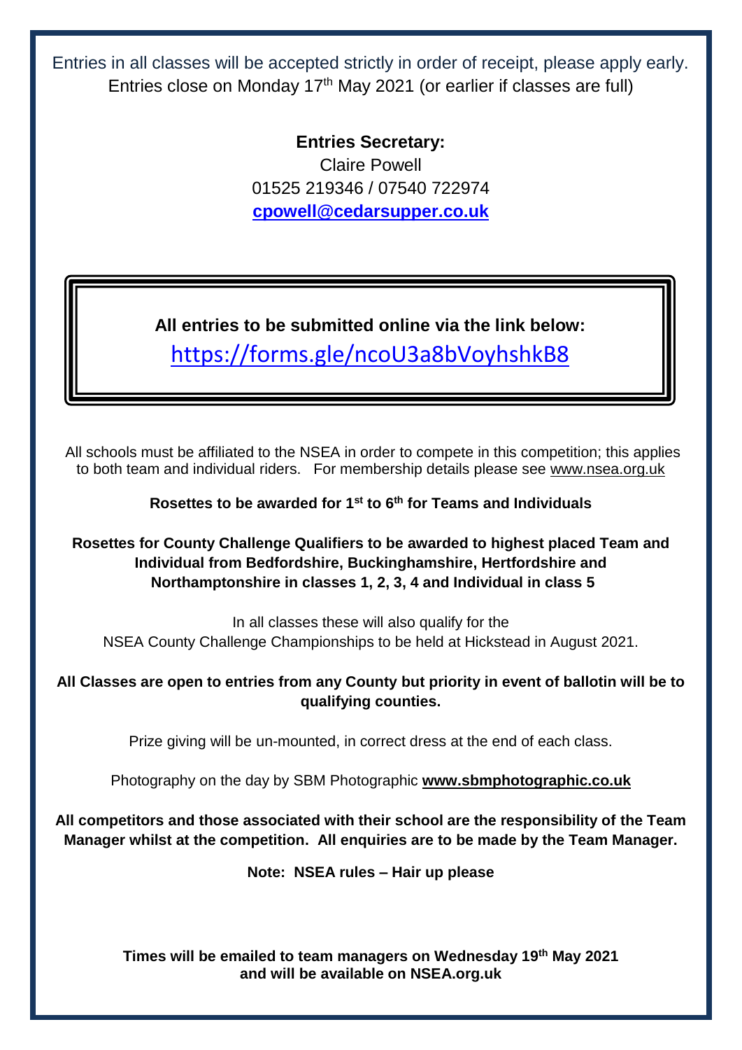Entries in all classes will be accepted strictly in order of receipt, please apply early.
Entries close on Monday 17th May 2021 (or earlier if classes are full)

**Entries Secretary:**
Claire Powell
01525 219346 / 07540 722974
**cpowell@cedarsupper.co.uk**

**All entries to be submitted online via the link below:**
https://forms.gle/ncoU3a8bVoyhshkB8

All schools must be affiliated to the NSEA in order to compete in this competition; this applies to both team and individual riders. For membership details please see www.nsea.org.uk

**Rosettes to be awarded for 1st to 6th for Teams and Individuals**

**Rosettes for County Challenge Qualifiers to be awarded to highest placed Team and Individual from Bedfordshire, Buckinghamshire, Hertfordshire and Northamptonshire in classes 1, 2, 3, 4 and Individual in class 5**

In all classes these will also qualify for the
NSEA County Challenge Championships to be held at Hickstead in August 2021.

**All Classes are open to entries from any County but priority in event of ballotin will be to qualifying counties.**

Prize giving will be un-mounted, in correct dress at the end of each class.

Photography on the day by SBM Photographic **www.sbmphotographic.co.uk**

**All competitors and those associated with their school are the responsibility of the Team Manager whilst at the competition. All enquiries are to be made by the Team Manager.**

**Note: NSEA rules – Hair up please**

**Times will be emailed to team managers on Wednesday 19th May 2021 and will be available on NSEA.org.uk**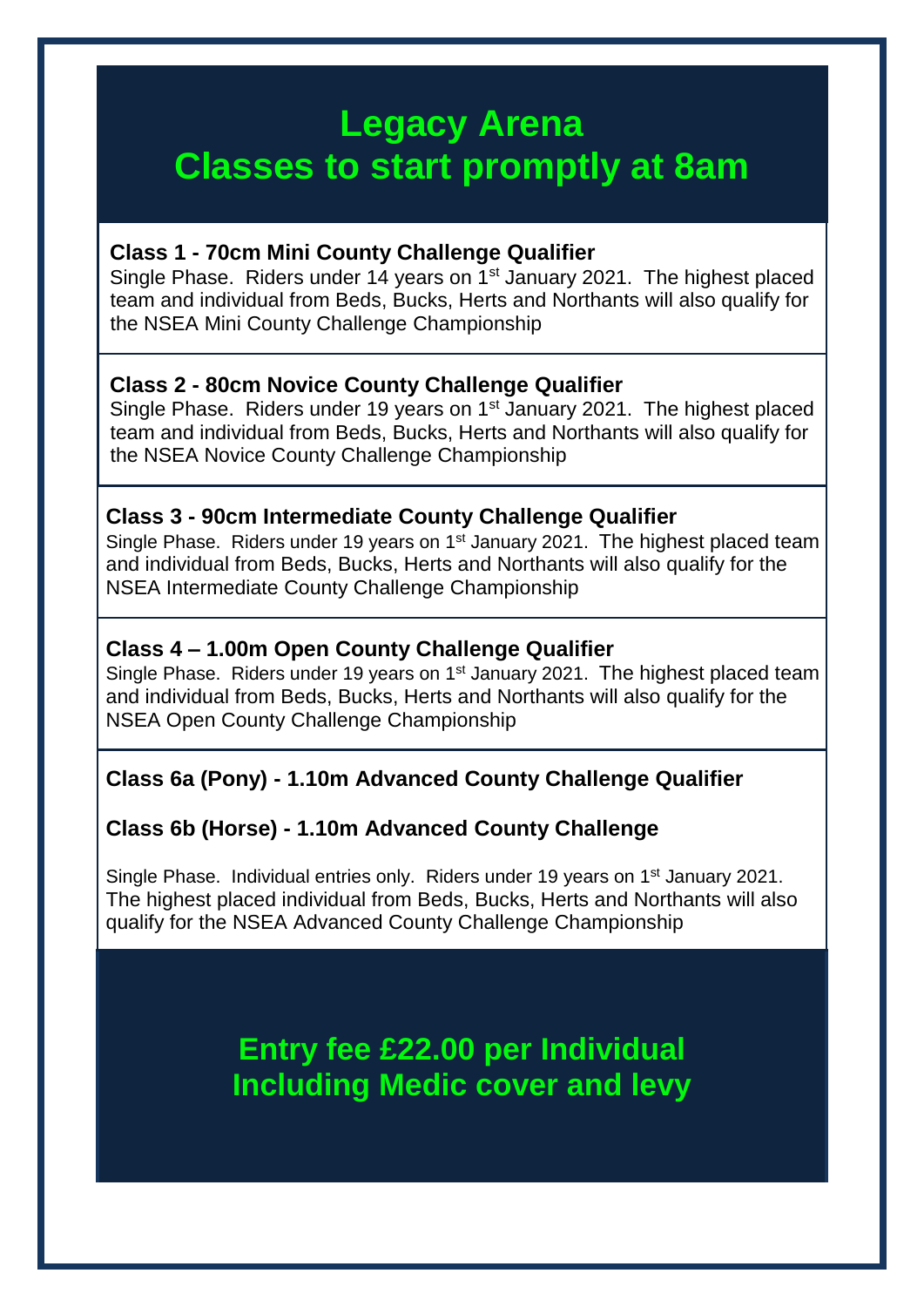# Legacy Arena
# Classes to start promptly at 8am

**Class 1 - 70cm Mini County Challenge Qualifier**

Single Phase. Riders under 14 years on 1st January 2021. The highest placed team and individual from Beds, Bucks, Herts and Northants will also qualify for the NSEA Mini County Challenge Championship

**Class 2 - 80cm Novice County Challenge Qualifier**

Single Phase. Riders under 19 years on 1st January 2021. The highest placed team and individual from Beds, Bucks, Herts and Northants will also qualify for the NSEA Novice County Challenge Championship

**Class 3 - 90cm Intermediate County Challenge Qualifier**

Single Phase. Riders under 19 years on 1st January 2021. The highest placed team and individual from Beds, Bucks, Herts and Northants will also qualify for the NSEA Intermediate County Challenge Championship

**Class 4 – 1.00m Open County Challenge Qualifier**

Single Phase. Riders under 19 years on 1st January 2021. The highest placed team and individual from Beds, Bucks, Herts and Northants will also qualify for the NSEA Open County Challenge Championship

**Class 6a (Pony) - 1.10m Advanced County Challenge Qualifier**

**Class 6b (Horse) - 1.10m Advanced County Challenge**

Single Phase. Individual entries only. Riders under 19 years on 1st January 2021. The highest placed individual from Beds, Bucks, Herts and Northants will also qualify for the NSEA Advanced County Challenge Championship

## Entry fee £22.00 per Individual
## Including Medic cover and levy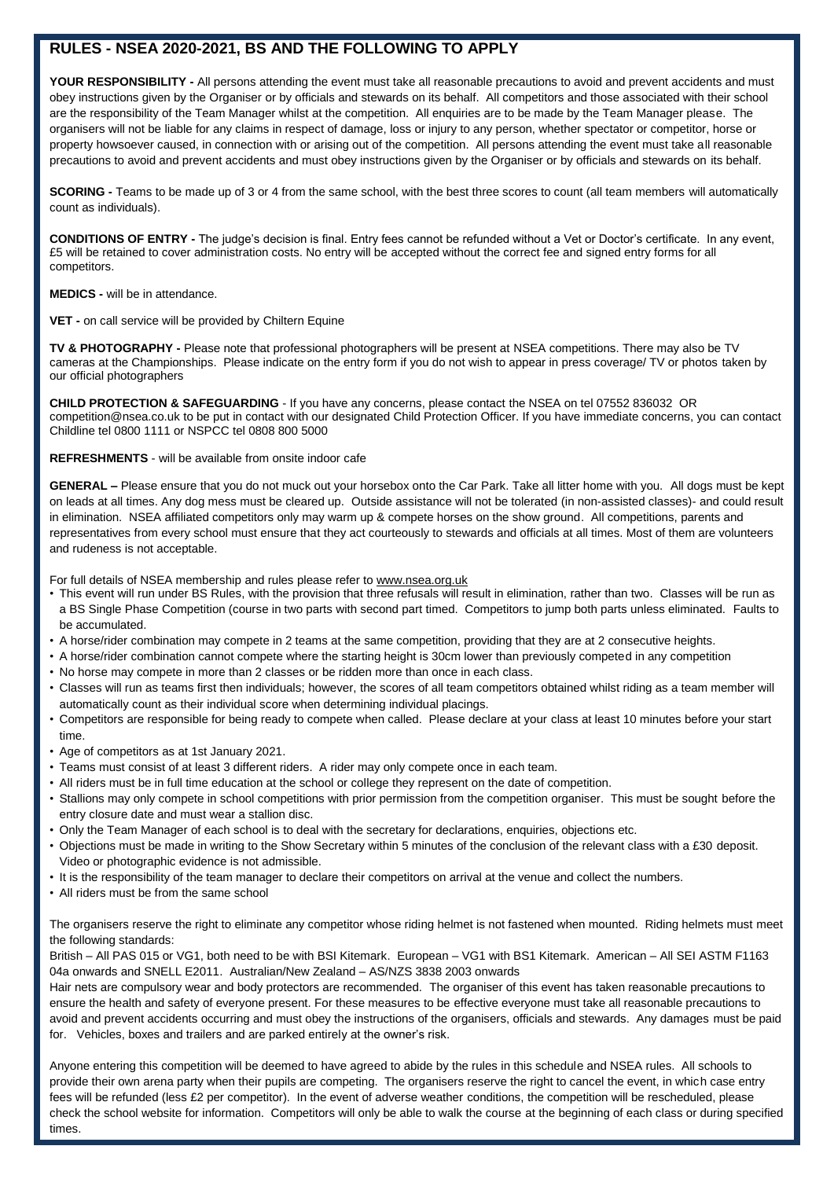## RULES - NSEA 2020-2021, BS AND THE FOLLOWING TO APPLY

**YOUR RESPONSIBILITY -** All persons attending the event must take all reasonable precautions to avoid and prevent accidents and must obey instructions given by the Organiser or by officials and stewards on its behalf. All competitors and those associated with their school are the responsibility of the Team Manager whilst at the competition. All enquiries are to be made by the Team Manager please. The organisers will not be liable for any claims in respect of damage, loss or injury to any person, whether spectator or competitor, horse or property howsoever caused, in connection with or arising out of the competition. All persons attending the event must take all reasonable precautions to avoid and prevent accidents and must obey instructions given by the Organiser or by officials and stewards on its behalf.

**SCORING -** Teams to be made up of 3 or 4 from the same school, with the best three scores to count (all team members will automatically count as individuals).

**CONDITIONS OF ENTRY -** The judge's decision is final. Entry fees cannot be refunded without a Vet or Doctor's certificate. In any event, £5 will be retained to cover administration costs. No entry will be accepted without the correct fee and signed entry forms for all competitors.

**MEDICS -** will be in attendance.

**VET -** on call service will be provided by Chiltern Equine

**TV & PHOTOGRAPHY -** Please note that professional photographers will be present at NSEA competitions. There may also be TV cameras at the Championships. Please indicate on the entry form if you do not wish to appear in press coverage/ TV or photos taken by our official photographers

**CHILD PROTECTION & SAFEGUARDING** - If you have any concerns, please contact the NSEA on tel 07552 836032 OR competition@nsea.co.uk to be put in contact with our designated Child Protection Officer. If you have immediate concerns, you can contact Childline tel 0800 1111 or NSPCC tel 0808 800 5000

**REFRESHMENTS** - will be available from onsite indoor cafe

**GENERAL –** Please ensure that you do not muck out your horsebox onto the Car Park. Take all litter home with you. All dogs must be kept on leads at all times. Any dog mess must be cleared up. Outside assistance will not be tolerated (in non-assisted classes)- and could result in elimination. NSEA affiliated competitors only may warm up & compete horses on the show ground. All competitions, parents and representatives from every school must ensure that they act courteously to stewards and officials at all times. Most of them are volunteers and rudeness is not acceptable.

For full details of NSEA membership and rules please refer to www.nsea.org.uk

- This event will run under BS Rules, with the provision that three refusals will result in elimination, rather than two. Classes will be run as a BS Single Phase Competition (course in two parts with second part timed. Competitors to jump both parts unless eliminated. Faults to be accumulated.
- A horse/rider combination may compete in 2 teams at the same competition, providing that they are at 2 consecutive heights.
- A horse/rider combination cannot compete where the starting height is 30cm lower than previously competed in any competition
- No horse may compete in more than 2 classes or be ridden more than once in each class.
- Classes will run as teams first then individuals; however, the scores of all team competitors obtained whilst riding as a team member will automatically count as their individual score when determining individual placings.
- Competitors are responsible for being ready to compete when called. Please declare at your class at least 10 minutes before your start time.
- Age of competitors as at 1st January 2021.
- Teams must consist of at least 3 different riders. A rider may only compete once in each team.
- All riders must be in full time education at the school or college they represent on the date of competition.
- Stallions may only compete in school competitions with prior permission from the competition organiser. This must be sought before the entry closure date and must wear a stallion disc.
- Only the Team Manager of each school is to deal with the secretary for declarations, enquiries, objections etc.
- Objections must be made in writing to the Show Secretary within 5 minutes of the conclusion of the relevant class with a £30 deposit. Video or photographic evidence is not admissible.
- It is the responsibility of the team manager to declare their competitors on arrival at the venue and collect the numbers.
- All riders must be from the same school

The organisers reserve the right to eliminate any competitor whose riding helmet is not fastened when mounted. Riding helmets must meet the following standards:

British – All PAS 015 or VG1, both need to be with BSI Kitemark. European – VG1 with BS1 Kitemark. American – All SEI ASTM F1163 04a onwards and SNELL E2011. Australian/New Zealand – AS/NZS 3838 2003 onwards

Hair nets are compulsory wear and body protectors are recommended. The organiser of this event has taken reasonable precautions to ensure the health and safety of everyone present. For these measures to be effective everyone must take all reasonable precautions to avoid and prevent accidents occurring and must obey the instructions of the organisers, officials and stewards. Any damages must be paid for. Vehicles, boxes and trailers and are parked entirely at the owner's risk.

Anyone entering this competition will be deemed to have agreed to abide by the rules in this schedule and NSEA rules. All schools to provide their own arena party when their pupils are competing. The organisers reserve the right to cancel the event, in which case entry fees will be refunded (less £2 per competitor). In the event of adverse weather conditions, the competition will be rescheduled, please check the school website for information. Competitors will only be able to walk the course at the beginning of each class or during specified times.